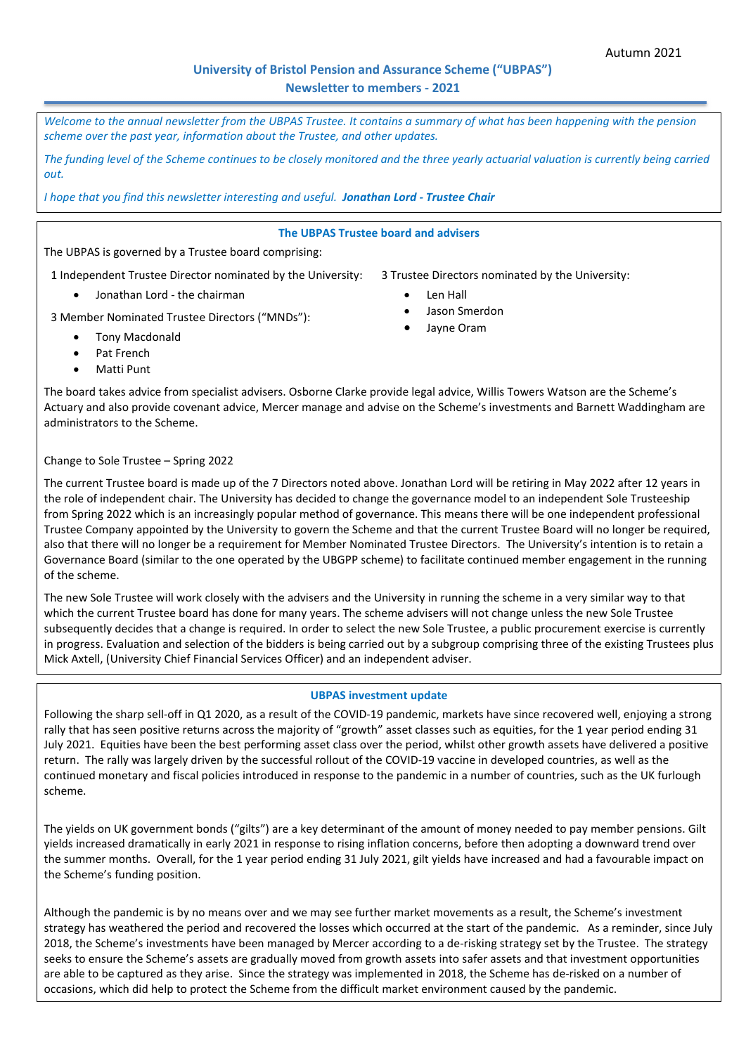Autumn 2021

# University of Bristol Pension and Assurance Scheme ("UBPAS")
## Newsletter to members - 2021

*Welcome to the annual newsletter from the UBPAS Trustee. It contains a summary of what has been happening with the pension scheme over the past year, information about the Trustee, and other updates.*

*The funding level of the Scheme continues to be closely monitored and the three yearly actuarial valuation is currently being carried out.*

*I hope that you find this newsletter interesting and useful.* ***Jonathan Lord - Trustee Chair***

### The UBPAS Trustee board and advisers

The UBPAS is governed by a Trustee board comprising:

1 Independent Trustee Director nominated by the University:

- Jonathan Lord - the chairman

3 Member Nominated Trustee Directors ("MNDs"):

- Tony Macdonald
- Pat French
- Matti Punt

3 Trustee Directors nominated by the University:

- Len Hall
- Jason Smerdon
- Jayne Oram

The board takes advice from specialist advisers. Osborne Clarke provide legal advice, Willis Towers Watson are the Scheme's Actuary and also provide covenant advice, Mercer manage and advise on the Scheme's investments and Barnett Waddingham are administrators to the Scheme.

Change to Sole Trustee – Spring 2022

The current Trustee board is made up of the 7 Directors noted above. Jonathan Lord will be retiring in May 2022 after 12 years in the role of independent chair. The University has decided to change the governance model to an independent Sole Trusteeship from Spring 2022 which is an increasingly popular method of governance. This means there will be one independent professional Trustee Company appointed by the University to govern the Scheme and that the current Trustee Board will no longer be required, also that there will no longer be a requirement for Member Nominated Trustee Directors. The University's intention is to retain a Governance Board (similar to the one operated by the UBGPP scheme) to facilitate continued member engagement in the running of the scheme.

The new Sole Trustee will work closely with the advisers and the University in running the scheme in a very similar way to that which the current Trustee board has done for many years. The scheme advisers will not change unless the new Sole Trustee subsequently decides that a change is required. In order to select the new Sole Trustee, a public procurement exercise is currently in progress. Evaluation and selection of the bidders is being carried out by a subgroup comprising three of the existing Trustees plus Mick Axtell, (University Chief Financial Services Officer) and an independent adviser.

### UBPAS investment update

Following the sharp sell-off in Q1 2020, as a result of the COVID-19 pandemic, markets have since recovered well, enjoying a strong rally that has seen positive returns across the majority of "growth" asset classes such as equities, for the 1 year period ending 31 July 2021. Equities have been the best performing asset class over the period, whilst other growth assets have delivered a positive return. The rally was largely driven by the successful rollout of the COVID-19 vaccine in developed countries, as well as the continued monetary and fiscal policies introduced in response to the pandemic in a number of countries, such as the UK furlough scheme.

The yields on UK government bonds ("gilts") are a key determinant of the amount of money needed to pay member pensions. Gilt yields increased dramatically in early 2021 in response to rising inflation concerns, before then adopting a downward trend over the summer months. Overall, for the 1 year period ending 31 July 2021, gilt yields have increased and had a favourable impact on the Scheme's funding position.

Although the pandemic is by no means over and we may see further market movements as a result, the Scheme's investment strategy has weathered the period and recovered the losses which occurred at the start of the pandemic. As a reminder, since July 2018, the Scheme's investments have been managed by Mercer according to a de-risking strategy set by the Trustee. The strategy seeks to ensure the Scheme's assets are gradually moved from growth assets into safer assets and that investment opportunities are able to be captured as they arise. Since the strategy was implemented in 2018, the Scheme has de-risked on a number of occasions, which did help to protect the Scheme from the difficult market environment caused by the pandemic.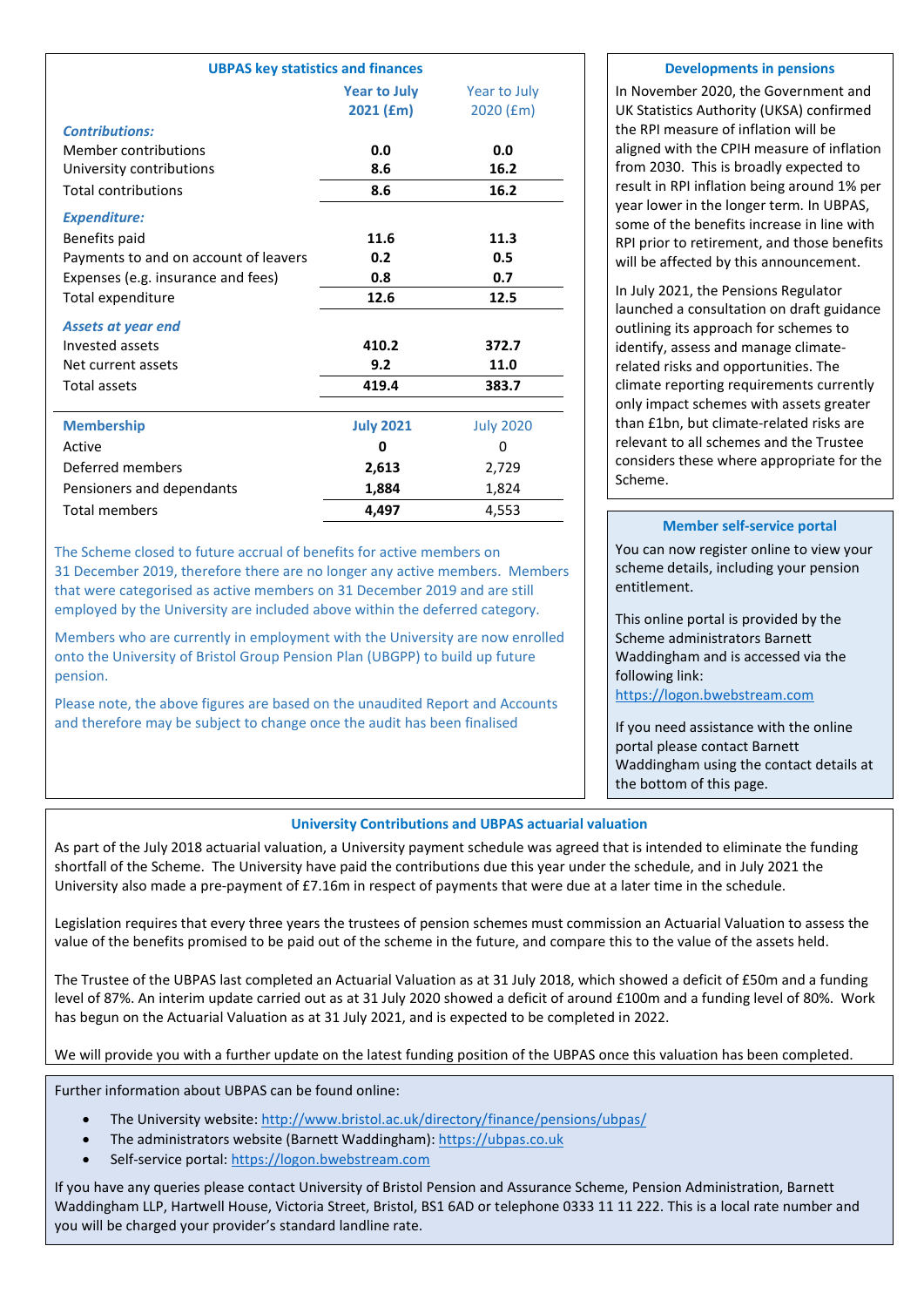## UBPAS key statistics and finances

| | Year to July 2021 (£m) | Year to July 2020 (£m) |
|---|---|---|
| ***Contributions:*** | | |
| Member contributions | **0.0** | **0.0** |
| University contributions | **8.6** | **16.2** |
| Total contributions | **8.6** | **16.2** |
| ***Expenditure:*** | | |
| Benefits paid | **11.6** | **11.3** |
| Payments to and on account of leavers | **0.2** | **0.5** |
| Expenses (e.g. insurance and fees) | **0.8** | **0.7** |
| Total expenditure | **12.6** | **12.5** |
| ***Assets at year end*** | | |
| Invested assets | **410.2** | **372.7** |
| Net current assets | **9.2** | **11.0** |
| Total assets | **419.4** | **383.7** |

| **Membership** | **July 2021** | July 2020 |
|---|---|---|
| Active | **0** | 0 |
| Deferred members | **2,613** | 2,729 |
| Pensioners and dependants | **1,884** | 1,824 |
| Total members | **4,497** | 4,553 |

The Scheme closed to future accrual of benefits for active members on 31 December 2019, therefore there are no longer any active members. Members that were categorised as active members on 31 December 2019 and are still employed by the University are included above within the deferred category.

Members who are currently in employment with the University are now enrolled onto the University of Bristol Group Pension Plan (UBGPP) to build up future pension.

Please note, the above figures are based on the unaudited Report and Accounts and therefore may be subject to change once the audit has been finalised

## Developments in pensions

In November 2020, the Government and UK Statistics Authority (UKSA) confirmed the RPI measure of inflation will be aligned with the CPIH measure of inflation from 2030. This is broadly expected to result in RPI inflation being around 1% per year lower in the longer term. In UBPAS, some of the benefits increase in line with RPI prior to retirement, and those benefits will be affected by this announcement.

In July 2021, the Pensions Regulator launched a consultation on draft guidance outlining its approach for schemes to identify, assess and manage climate-related risks and opportunities. The climate reporting requirements currently only impact schemes with assets greater than £1bn, but climate-related risks are relevant to all schemes and the Trustee considers these where appropriate for the Scheme.

## Member self-service portal

You can now register online to view your scheme details, including your pension entitlement.

This online portal is provided by the Scheme administrators Barnett Waddingham and is accessed via the following link: https://logon.bwebstream.com

If you need assistance with the online portal please contact Barnett Waddingham using the contact details at the bottom of this page.

## University Contributions and UBPAS actuarial valuation

As part of the July 2018 actuarial valuation, a University payment schedule was agreed that is intended to eliminate the funding shortfall of the Scheme. The University have paid the contributions due this year under the schedule, and in July 2021 the University also made a pre-payment of £7.16m in respect of payments that were due at a later time in the schedule.

Legislation requires that every three years the trustees of pension schemes must commission an Actuarial Valuation to assess the value of the benefits promised to be paid out of the scheme in the future, and compare this to the value of the assets held.

The Trustee of the UBPAS last completed an Actuarial Valuation as at 31 July 2018, which showed a deficit of £50m and a funding level of 87%. An interim update carried out as at 31 July 2020 showed a deficit of around £100m and a funding level of 80%. Work has begun on the Actuarial Valuation as at 31 July 2021, and is expected to be completed in 2022.

We will provide you with a further update on the latest funding position of the UBPAS once this valuation has been completed.

Further information about UBPAS can be found online:

- The University website: http://www.bristol.ac.uk/directory/finance/pensions/ubpas/
- The administrators website (Barnett Waddingham): https://ubpas.co.uk
- Self-service portal: https://logon.bwebstream.com

If you have any queries please contact University of Bristol Pension and Assurance Scheme, Pension Administration, Barnett Waddingham LLP, Hartwell House, Victoria Street, Bristol, BS1 6AD or telephone 0333 11 11 222. This is a local rate number and you will be charged your provider's standard landline rate.